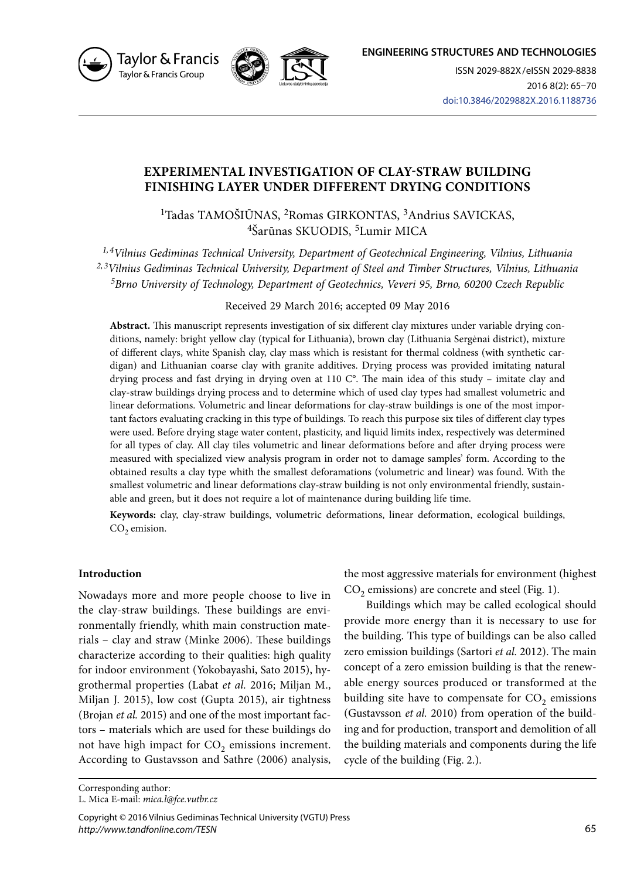# EXPERIMENTAL INVESTIGATION OF CLAY-STRAW BUILDING FINISHING LAYER UNDER DIFFERENT DRYING CONDITIONS

[1]Tadas TAMOŠIŪNAS, [2]Romas GIRKONTAS, [3]Andrius SAVICKAS, [4]Šarūnas SKUODIS, [5]Lumir MICA

[1,4]*Vilnius Gediminas Technical University, Department of Geotechnical Engineering, Vilnius, Lithuania*
[2,3]*Vilnius Gediminas Technical University, Department of Steel and Timber Structures, Vilnius, Lithuania*
[5]*Brno University of Technology, Department of Geotechnics, Veveri 95, Brno, 60200 Czech Republic*

Received 29 March 2016; accepted 09 May 2016

**Abstract.** This manuscript represents investigation of six different clay mixtures under variable drying conditions, namely: bright yellow clay (typical for Lithuania), brown clay (Lithuania Sergėnai district), mixture of different clays, white Spanish clay, clay mass which is resistant for thermal coldness (with synthetic cardigan) and Lithuanian coarse clay with granite additives. Drying process was provided imitating natural drying process and fast drying in drying oven at 110 C°. The main idea of this study – imitate clay and clay-straw buildings drying process and to determine which of used clay types had smallest volumetric and linear deformations. Volumetric and linear deformations for clay-straw buildings is one of the most important factors evaluating cracking in this type of buildings. To reach this purpose six tiles of different clay types were used. Before drying stage water content, plasticity, and liquid limits index, respectively was determined for all types of clay. All clay tiles volumetric and linear deformations before and after drying process were measured with specialized view analysis program in order not to damage samples' form. According to the obtained results a clay type whith the smallest deforamations (volumetric and linear) was found. With the smallest volumetric and linear deformations clay-straw building is not only environmental friendly, sustainable and green, but it does not require a lot of maintenance during building life time.

**Keywords:** clay, clay-straw buildings, volumetric deformations, linear deformation, ecological buildings, $CO_2$ emision.

## Introduction

Nowadays more and more people choose to live in the clay-straw buildings. These buildings are environmentally friendly, whith main construction materials – clay and straw (Minke 2006). These buildings characterize according to their qualities: high quality for indoor environment (Yokobayashi, Sato 2015), hygrothermal properties (Labat *et al.* 2016; Miljan M., Miljan J. 2015), low cost (Gupta 2015), air tightness (Brojan *et al.* 2015) and one of the most important factors – materials which are used for these buildings do not have high impact for $CO_2$ emissions increment. According to Gustavsson and Sathre (2006) analysis, the most aggressive materials for environment (highest $CO_2$ emissions) are concrete and steel (Fig. 1).

Buildings which may be called ecological should provide more energy than it is necessary to use for the building. This type of buildings can be also called zero emission buildings (Sartori *et al.* 2012). The main concept of a zero emission building is that the renewable energy sources produced or transformed at the building site have to compensate for $CO_2$ emissions (Gustavsson *et al.* 2010) from operation of the building and for production, transport and demolition of all the building materials and components during the life cycle of the building (Fig. 2.).

Corresponding author:
L. Mica E-mail: *mica.l@fce.vutbr.cz*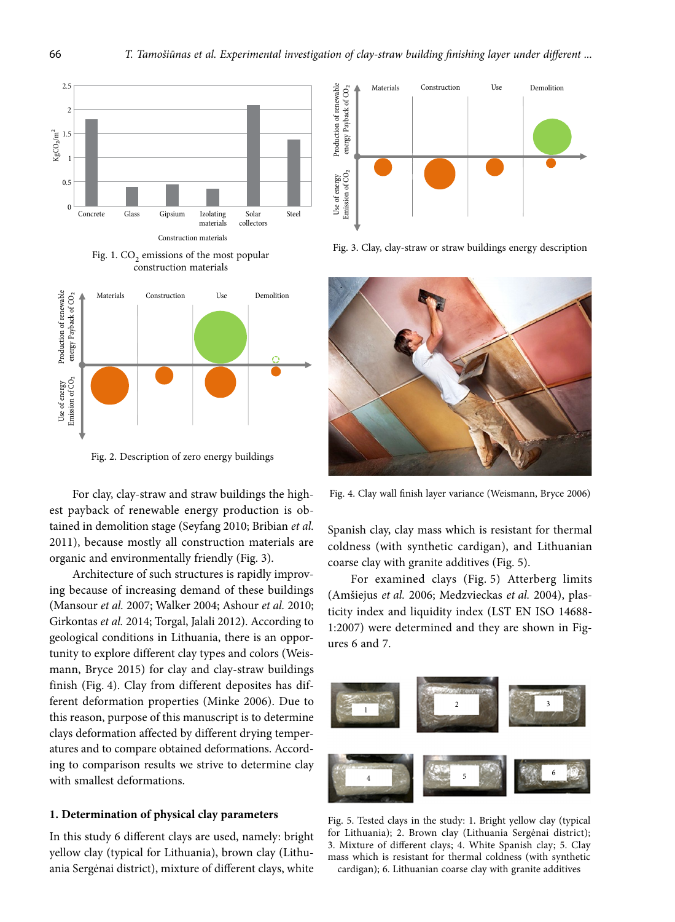2.5
2
1.5
1
0.5
0
KgCO$_2$/m$^2$
Concrete
Glass
Gipsium
Izolating materials
Solar collectors
Steel
Construction materials

Fig. 1. $CO_2$ emissions of the most popular construction materials

Production of renewable energy Payback of $CO_2$
Use of energy Emission of $CO_2$
Materials
Construction
Use
Demolition

Fig. 2. Description of zero energy buildings

Production of renewable energy Payback of $CO_2$
Use of energy Emission of $CO_2$
Materials
Construction
Use
Demolition

Fig. 3. Clay, clay-straw or straw buildings energy description

Fig. 4. Clay wall finish layer variance (Weismann, Bryce 2006)

For clay, clay-straw and straw buildings the highest payback of renewable energy production is obtained in demolition stage (Seyfang 2010; Bribian *et al.* 2011), because mostly all construction materials are organic and environmentally friendly (Fig. 3).

Architecture of such structures is rapidly improving because of increasing demand of these buildings (Mansour *et al.* 2007; Walker 2004; Ashour *et al.* 2010; Girkontas *et al.* 2014; Torgal, Jalali 2012). According to geological conditions in Lithuania, there is an opportunity to explore different clay types and colors (Weismann, Bryce 2015) for clay and clay-straw buildings finish (Fig. 4). Clay from different deposites has different deformation properties (Minke 2006). Due to this reason, purpose of this manuscript is to determine clays deformation affected by different drying temperatures and to compare obtained deformations. According to comparison results we strive to determine clay with smallest deformations.

## 1. Determination of physical clay parameters

In this study 6 different clays are used, namely: bright yellow clay (typical for Lithuania), brown clay (Lithuania Sergėnai district), mixture of different clays, white Spanish clay, clay mass which is resistant for thermal coldness (with synthetic cardigan), and Lithuanian coarse clay with granite additives (Fig. 5).

For examined clays (Fig. 5) Atterberg limits (Amšiejus *et al.* 2006; Medzvieckas *et al.* 2004), plasticity index and liquidity index (LST EN ISO 14688-1:2007) were determined and they are shown in Figures 6 and 7.

1 2 3 4 5 6

Fig. 5. Tested clays in the study: 1. Bright yellow clay (typical for Lithuania); 2. Brown clay (Lithuania Sergėnai district); 3. Mixture of different clays; 4. White Spanish clay; 5. Clay mass which is resistant for thermal coldness (with synthetic cardigan); 6. Lithuanian coarse clay with granite additives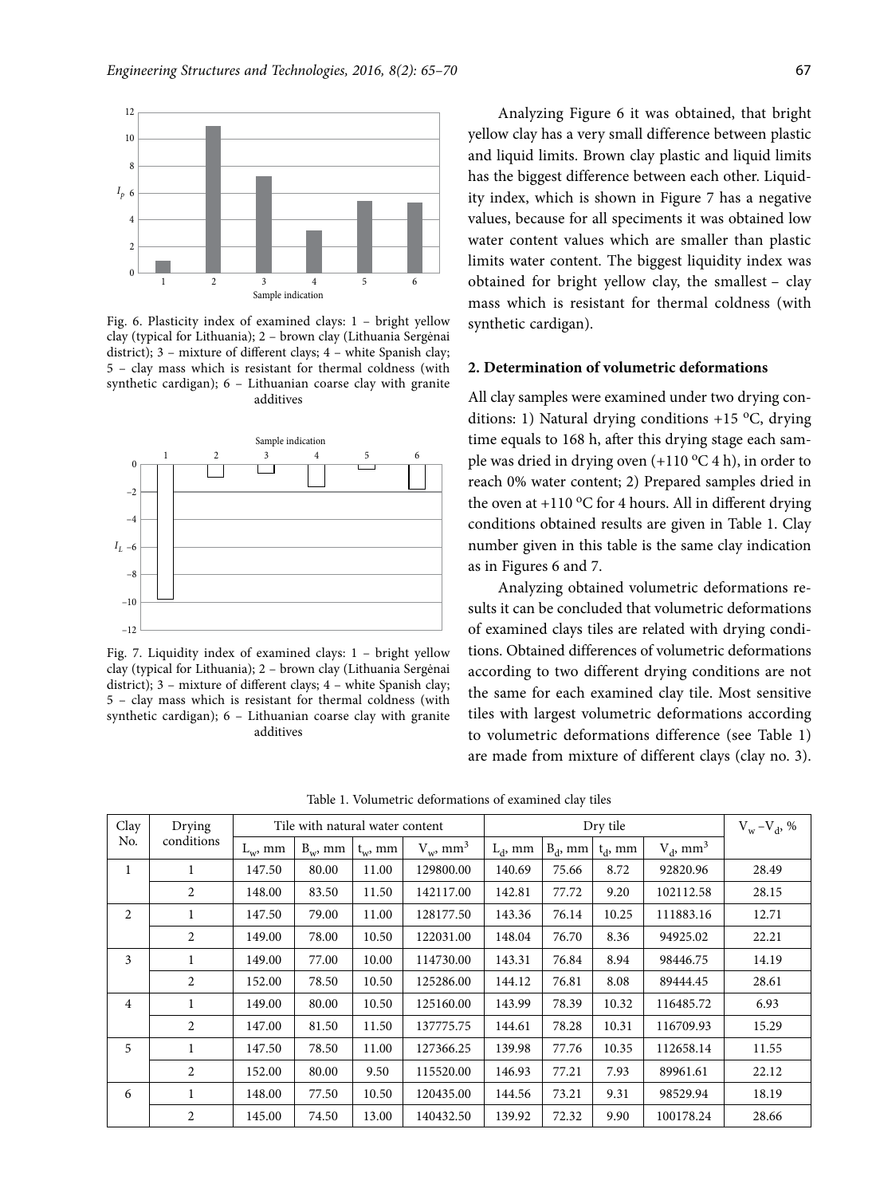Fig. 6. Plasticity index of examined clays: 1 – bright yellow clay (typical for Lithuania); 2 – brown clay (Lithuania Sergėnai district); 3 – mixture of different clays; 4 – white Spanish clay; 5 – clay mass which is resistant for thermal coldness (with synthetic cardigan); 6 – Lithuanian coarse clay with granite additives

Fig. 7. Liquidity index of examined clays: 1 – bright yellow clay (typical for Lithuania); 2 – brown clay (Lithuania Sergėnai district); 3 – mixture of different clays; 4 – white Spanish clay; 5 – clay mass which is resistant for thermal coldness (with synthetic cardigan); 6 – Lithuanian coarse clay with granite additives

Analyzing Figure 6 it was obtained, that bright yellow clay has a very small difference between plastic and liquid limits. Brown clay plastic and liquid limits has the biggest difference between each other. Liquidity index, which is shown in Figure 7 has a negative values, because for all speciments it was obtained low water content values which are smaller than plastic limits water content. The biggest liquidity index was obtained for bright yellow clay, the smallest – clay mass which is resistant for thermal coldness (with synthetic cardigan).

## 2. Determination of volumetric deformations

All clay samples were examined under two drying conditions: 1) Natural drying conditions +15 °C, drying time equals to 168 h, after this drying stage each sample was dried in drying oven (+110 °C 4 h), in order to reach 0% water content; 2) Prepared samples dried in the oven at +110 °C for 4 hours. All in different drying conditions obtained results are given in Table 1. Clay number given in this table is the same clay indication as in Figures 6 and 7.

Analyzing obtained volumetric deformations results it can be concluded that volumetric deformations of examined clays tiles are related with drying conditions. Obtained differences of volumetric deformations according to two different drying conditions are not the same for each examined clay tile. Most sensitive tiles with largest volumetric deformations according to volumetric deformations difference (see Table 1) are made from mixture of different clays (clay no. 3).

Table 1. Volumetric deformations of examined clay tiles

| Clay No. | Drying conditions | Tile with natural water content | | | | Dry tile | | | | $V_w - V_d$, % |
|---|---|---|---|---|---|---|---|---|---|---|
| | | $L_w$, mm | $B_w$, mm | $t_w$, mm | $V_w$, mm$^3$ | $L_d$, mm | $B_d$, mm | $t_d$, mm | $V_d$, mm$^3$ | |
| 1 | 1 | 147.50 | 80.00 | 11.00 | 129800.00 | 140.69 | 75.66 | 8.72 | 92820.96 | 28.49 |
| | 2 | 148.00 | 83.50 | 11.50 | 142117.00 | 142.81 | 77.72 | 9.20 | 102112.58 | 28.15 |
| 2 | 1 | 147.50 | 79.00 | 11.00 | 128177.50 | 143.36 | 76.14 | 10.25 | 111883.16 | 12.71 |
| | 2 | 149.00 | 78.00 | 10.50 | 122031.00 | 148.04 | 76.70 | 8.36 | 94925.02 | 22.21 |
| 3 | 1 | 149.00 | 77.00 | 10.00 | 114730.00 | 143.31 | 76.84 | 8.94 | 98446.75 | 14.19 |
| | 2 | 152.00 | 78.50 | 10.50 | 125286.00 | 144.12 | 76.81 | 8.08 | 89444.45 | 28.61 |
| 4 | 1 | 149.00 | 80.00 | 10.50 | 125160.00 | 143.99 | 78.39 | 10.32 | 116485.72 | 6.93 |
| | 2 | 147.00 | 81.50 | 11.50 | 137775.75 | 144.61 | 78.28 | 10.31 | 116709.93 | 15.29 |
| 5 | 1 | 147.50 | 78.50 | 11.00 | 127366.25 | 139.98 | 77.76 | 10.35 | 112658.14 | 11.55 |
| | 2 | 152.00 | 80.00 | 9.50 | 115520.00 | 146.93 | 77.21 | 7.93 | 89961.61 | 22.12 |
| 6 | 1 | 148.00 | 77.50 | 10.50 | 120435.00 | 144.56 | 73.21 | 9.31 | 98529.94 | 18.19 |
| | 2 | 145.00 | 74.50 | 13.00 | 140432.50 | 139.92 | 72.32 | 9.90 | 100178.24 | 28.66 |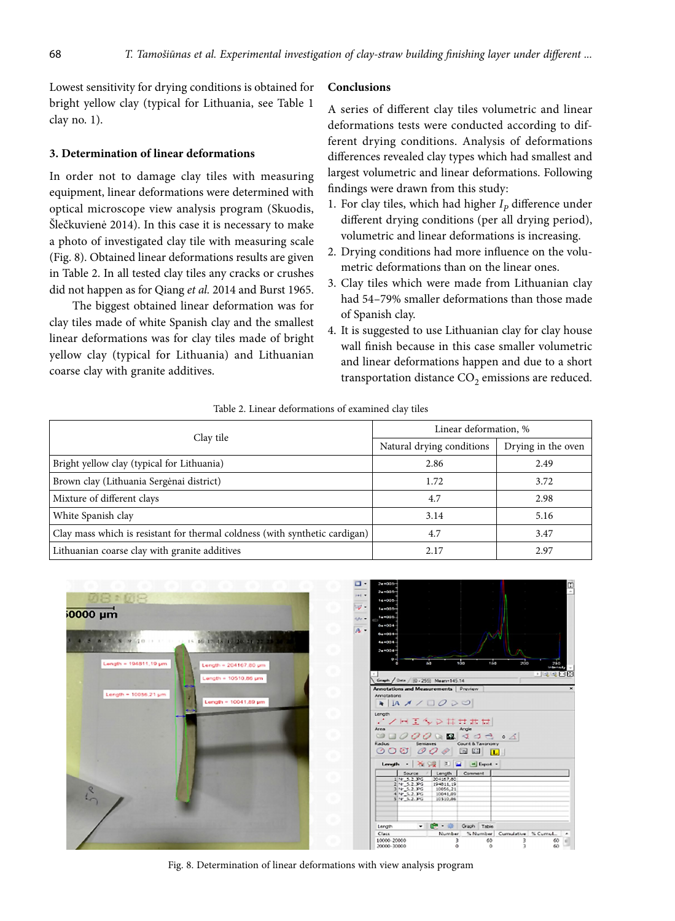Lowest sensitivity for drying conditions is obtained for bright yellow clay (typical for Lithuania, see Table 1 clay no. 1).

### 3. Determination of linear deformations

In order not to damage clay tiles with measuring equipment, linear deformations were determined with optical microscope view analysis program (Skuodis, Šlečkuvienė 2014). In this case it is necessary to make a photo of investigated clay tile with measuring scale (Fig. 8). Obtained linear deformations results are given in Table 2. In all tested clay tiles any cracks or crushes did not happen as for Qiang *et al.* 2014 and Burst 1965.

The biggest obtained linear deformation was for clay tiles made of white Spanish clay and the smallest linear deformations was for clay tiles made of bright yellow clay (typical for Lithuania) and Lithuanian coarse clay with granite additives.

### Conclusions

A series of different clay tiles volumetric and linear deformations tests were conducted according to different drying conditions. Analysis of deformations differences revealed clay types which had smallest and largest volumetric and linear deformations. Following findings were drawn from this study:

1. For clay tiles, which had higher $I_p$ difference under different drying conditions (per all drying period), volumetric and linear deformations is increasing.
2. Drying conditions had more influence on the volumetric deformations than on the linear ones.
3. Clay tiles which were made from Lithuanian clay had 54–79% smaller deformations than those made of Spanish clay.
4. It is suggested to use Lithuanian clay for clay house wall finish because in this case smaller volumetric and linear deformations happen and due to a short transportation distance $CO_2$ emissions are reduced.

Table 2. Linear deformations of examined clay tiles

| Clay tile | Linear deformation, % | |
|---|---|---|
| | Natural drying conditions | Drying in the oven |
| Bright yellow clay (typical for Lithuania) | 2.86 | 2.49 |
| Brown clay (Lithuania Sergėnai district) | 1.72 | 3.72 |
| Mixture of different clays | 4.7 | 2.98 |
| White Spanish clay | 3.14 | 5.16 |
| Clay mass which is resistant for thermal coldness (with synthetic cardigan) | 4.7 | 3.47 |
| Lithuanian coarse clay with granite additives | 2.17 | 2.97 |

Fig. 8. Determination of linear deformations with view analysis program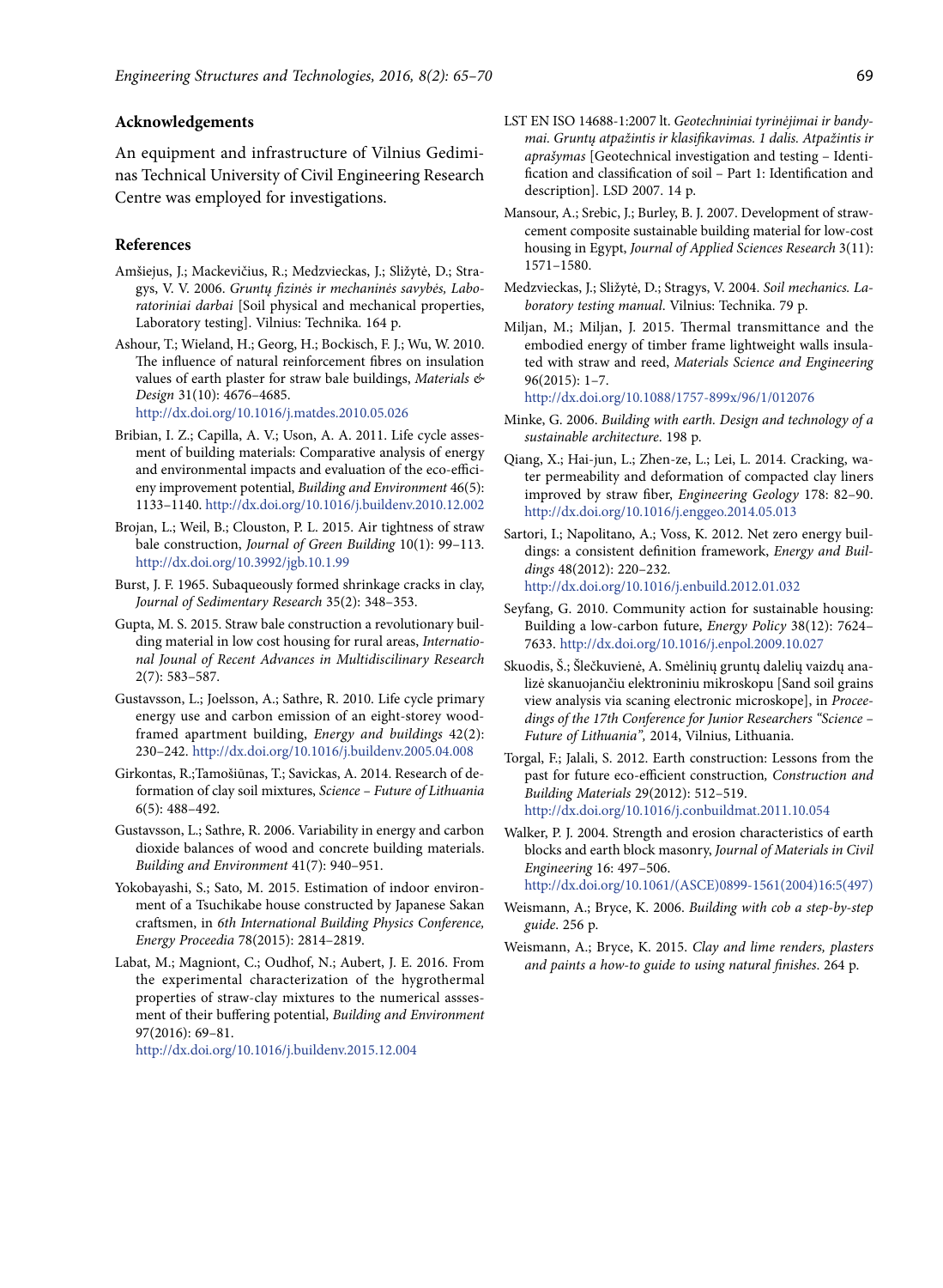## Acknowledgements

An equipment and infrastructure of Vilnius Gediminas Technical University of Civil Engineering Research Centre was employed for investigations.

## References

Amšiejus, J.; Mackevičius, R.; Medzvieckas, J.; Sližytė, D.; Stragys, V. V. 2006. *Gruntų fizinės ir mechaninės savybės, Laboratoriniai darbai* [Soil physical and mechanical properties, Laboratory testing]. Vilnius: Technika. 164 p.

Ashour, T.; Wieland, H.; Georg, H.; Bockisch, F. J.; Wu, W. 2010. The influence of natural reinforcement fibres on insulation values of earth plaster for straw bale buildings, *Materials & Design* 31(10): 4676–4685. http://dx.doi.org/10.1016/j.matdes.2010.05.026

Bribian, I. Z.; Capilla, A. V.; Uson, A. A. 2011. Life cycle assessment of building materials: Comparative analysis of energy and environmental impacts and evaluation of the eco-efficieny improvement potential, *Building and Environment* 46(5): 1133–1140. http://dx.doi.org/10.1016/j.buildenv.2010.12.002

Brojan, L.; Weil, B.; Clouston, P. L. 2015. Air tightness of straw bale construction, *Journal of Green Building* 10(1): 99–113. http://dx.doi.org/10.3992/jgb.10.1.99

Burst, J. F. 1965. Subaqueously formed shrinkage cracks in clay, *Journal of Sedimentary Research* 35(2): 348–353.

Gupta, M. S. 2015. Straw bale construction a revolutionary building material in low cost housing for rural areas, *International Jounal of Recent Advances in Multidiscilinary Research* 2(7): 583–587.

Gustavsson, L.; Joelsson, A.; Sathre, R. 2010. Life cycle primary energy use and carbon emission of an eight-storey wood-framed apartment building, *Energy and buildings* 42(2): 230–242. http://dx.doi.org/10.1016/j.buildenv.2005.04.008

Girkontas, R.;Tamošiūnas, T.; Savickas, A. 2014. Research of deformation of clay soil mixtures, *Science – Future of Lithuania* 6(5): 488–492.

Gustavsson, L.; Sathre, R. 2006. Variability in energy and carbon dioxide balances of wood and concrete building materials. *Building and Environment* 41(7): 940–951.

Yokobayashi, S.; Sato, M. 2015. Estimation of indoor environment of a Tsuchikabe house constructed by Japanese Sakan craftsmen, in *6th International Building Physics Conference, Energy Proceedia* 78(2015): 2814–2819.

Labat, M.; Magniont, C.; Oudhof, N.; Aubert, J. E. 2016. From the experimental characterization of the hygrothermal properties of straw-clay mixtures to the numerical asssesment of their buffering potential, *Building and Environment* 97(2016): 69–81. http://dx.doi.org/10.1016/j.buildenv.2015.12.004

LST EN ISO 14688-1:2007 lt. *Geotechniniai tyrinėjimai ir bandymai. Gruntų atpažintis ir klasifikavimas. 1 dalis. Atpažintis ir aprašymas* [Geotechnical investigation and testing – Identification and classification of soil – Part 1: Identification and description]. LSD 2007. 14 p.

Mansour, A.; Srebic, J.; Burley, B. J. 2007. Development of straw-cement composite sustainable building material for low-cost housing in Egypt, *Journal of Applied Sciences Research* 3(11): 1571–1580.

Medzvieckas, J.; Sližytė, D.; Stragys, V. 2004. *Soil mechanics. Laboratory testing manual*. Vilnius: Technika. 79 p.

Miljan, M.; Miljan, J. 2015. Thermal transmittance and the embodied energy of timber frame lightweight walls insulated with straw and reed, *Materials Science and Engineering* 96(2015): 1–7. http://dx.doi.org/10.1088/1757-899x/96/1/012076

Minke, G. 2006. *Building with earth. Design and technology of a sustainable architecture*. 198 p.

Qiang, X.; Hai-jun, L.; Zhen-ze, L.; Lei, L. 2014. Cracking, water permeability and deformation of compacted clay liners improved by straw fiber, *Engineering Geology* 178: 82–90. http://dx.doi.org/10.1016/j.enggeo.2014.05.013

Sartori, I.; Napolitano, A.; Voss, K. 2012. Net zero energy buildings: a consistent definition framework, *Energy and Buildings* 48(2012): 220–232. http://dx.doi.org/10.1016/j.enbuild.2012.01.032

Seyfang, G. 2010. Community action for sustainable housing: Building a low-carbon future, *Energy Policy* 38(12): 7624–7633. http://dx.doi.org/10.1016/j.enpol.2009.10.027

Skuodis, Š.; Šlečkuvienė, A. Smėlinių gruntų dalelių vaizdų analizė skanuojančiu elektroniniu mikroskopu [Sand soil grains view analysis via scaning electronic microskope], in *Proceedings of the 17th Conference for Junior Researchers "Science – Future of Lithuania"*, 2014, Vilnius, Lithuania.

Torgal, F.; Jalali, S. 2012. Earth construction: Lessons from the past for future eco-efficient construction, *Construction and Building Materials* 29(2012): 512–519. http://dx.doi.org/10.1016/j.conbuildmat.2011.10.054

Walker, P. J. 2004. Strength and erosion characteristics of earth blocks and earth block masonry, *Journal of Materials in Civil Engineering* 16: 497–506. http://dx.doi.org/10.1061/(ASCE)0899-1561(2004)16:5(497)

Weismann, A.; Bryce, K. 2006. *Building with cob a step-by-step guide*. 256 p.

Weismann, A.; Bryce, K. 2015. *Clay and lime renders, plasters and paints a how-to guide to using natural finishes*. 264 p.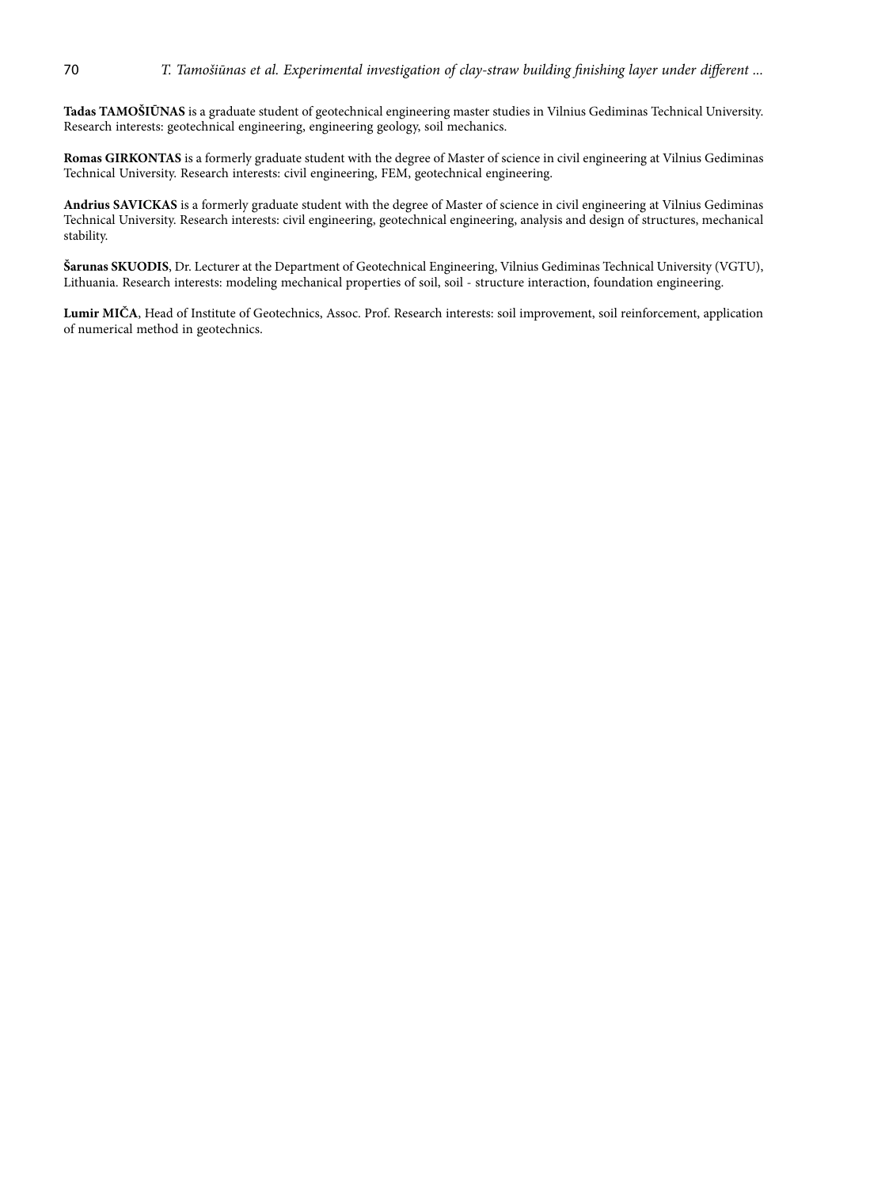**Tadas TAMOŠIŪNAS** is a graduate student of geotechnical engineering master studies in Vilnius Gediminas Technical University. Research interests: geotechnical engineering, engineering geology, soil mechanics.

**Romas GIRKONTAS** is a formerly graduate student with the degree of Master of science in civil engineering at Vilnius Gediminas Technical University. Research interests: civil engineering, FEM, geotechnical engineering.

**Andrius SAVICKAS** is a formerly graduate student with the degree of Master of science in civil engineering at Vilnius Gediminas Technical University. Research interests: civil engineering, geotechnical engineering, analysis and design of structures, mechanical stability.

**Šarunas SKUODIS**, Dr. Lecturer at the Department of Geotechnical Engineering, Vilnius Gediminas Technical University (VGTU), Lithuania. Research interests: modeling mechanical properties of soil, soil - structure interaction, foundation engineering.

**Lumir MIČA**, Head of Institute of Geotechnics, Assoc. Prof. Research interests: soil improvement, soil reinforcement, application of numerical method in geotechnics.